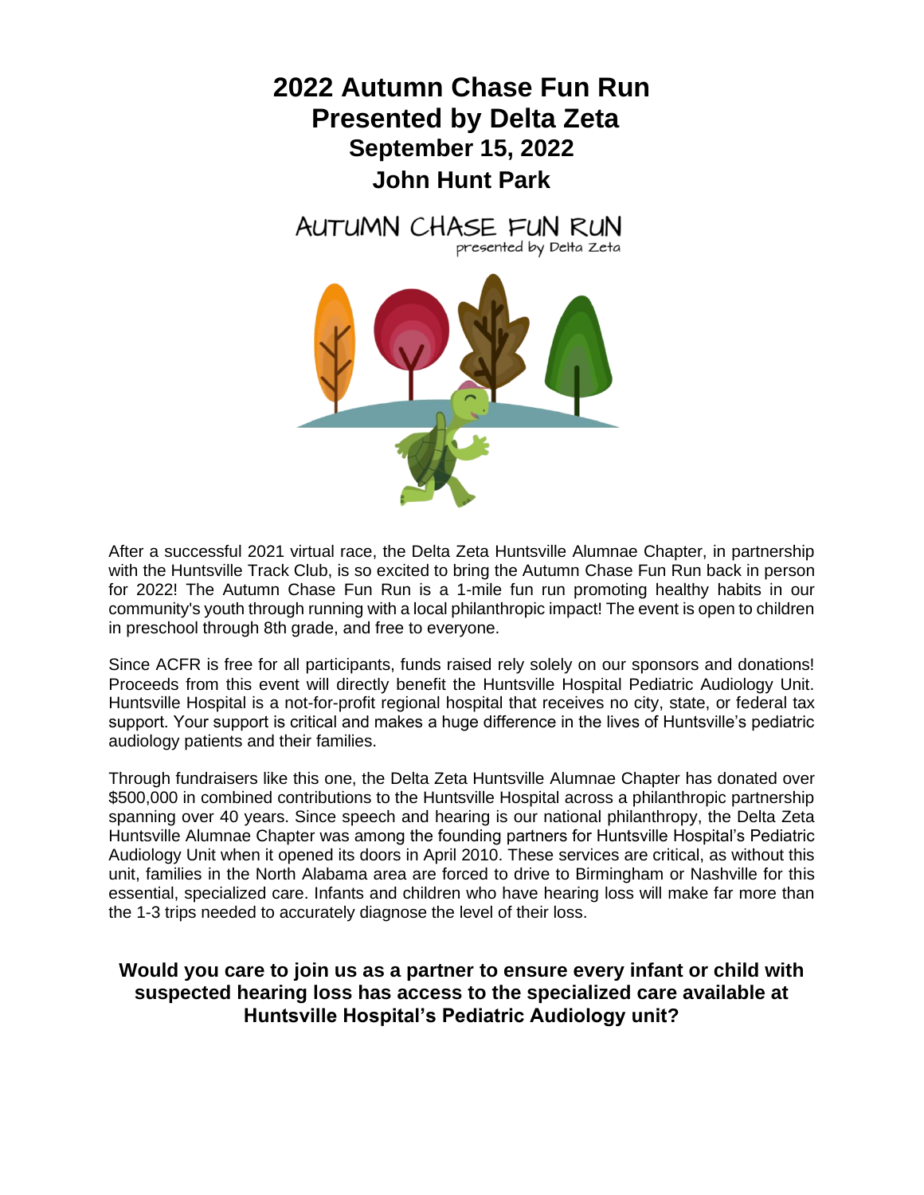# 2022 Autumn Chase Fun Run
# Presented by Delta Zeta
## September 15, 2022
## John Hunt Park

AUTUMN CHASE FUN RUN
presented by Delta Zeta

After a successful 2021 virtual race, the Delta Zeta Huntsville Alumnae Chapter, in partnership with the Huntsville Track Club, is so excited to bring the Autumn Chase Fun Run back in person for 2022! The Autumn Chase Fun Run is a 1-mile fun run promoting healthy habits in our community's youth through running with a local philanthropic impact! The event is open to children in preschool through 8th grade, and free to everyone.

Since ACFR is free for all participants, funds raised rely solely on our sponsors and donations! Proceeds from this event will directly benefit the Huntsville Hospital Pediatric Audiology Unit. Huntsville Hospital is a not-for-profit regional hospital that receives no city, state, or federal tax support. Your support is critical and makes a huge difference in the lives of Huntsville's pediatric audiology patients and their families.

Through fundraisers like this one, the Delta Zeta Huntsville Alumnae Chapter has donated over $500,000 in combined contributions to the Huntsville Hospital across a philanthropic partnership spanning over 40 years. Since speech and hearing is our national philanthropy, the Delta Zeta Huntsville Alumnae Chapter was among the founding partners for Huntsville Hospital's Pediatric Audiology Unit when it opened its doors in April 2010. These services are critical, as without this unit, families in the North Alabama area are forced to drive to Birmingham or Nashville for this essential, specialized care. Infants and children who have hearing loss will make far more than the 1-3 trips needed to accurately diagnose the level of their loss.

**Would you care to join us as a partner to ensure every infant or child with suspected hearing loss has access to the specialized care available at Huntsville Hospital's Pediatric Audiology unit?**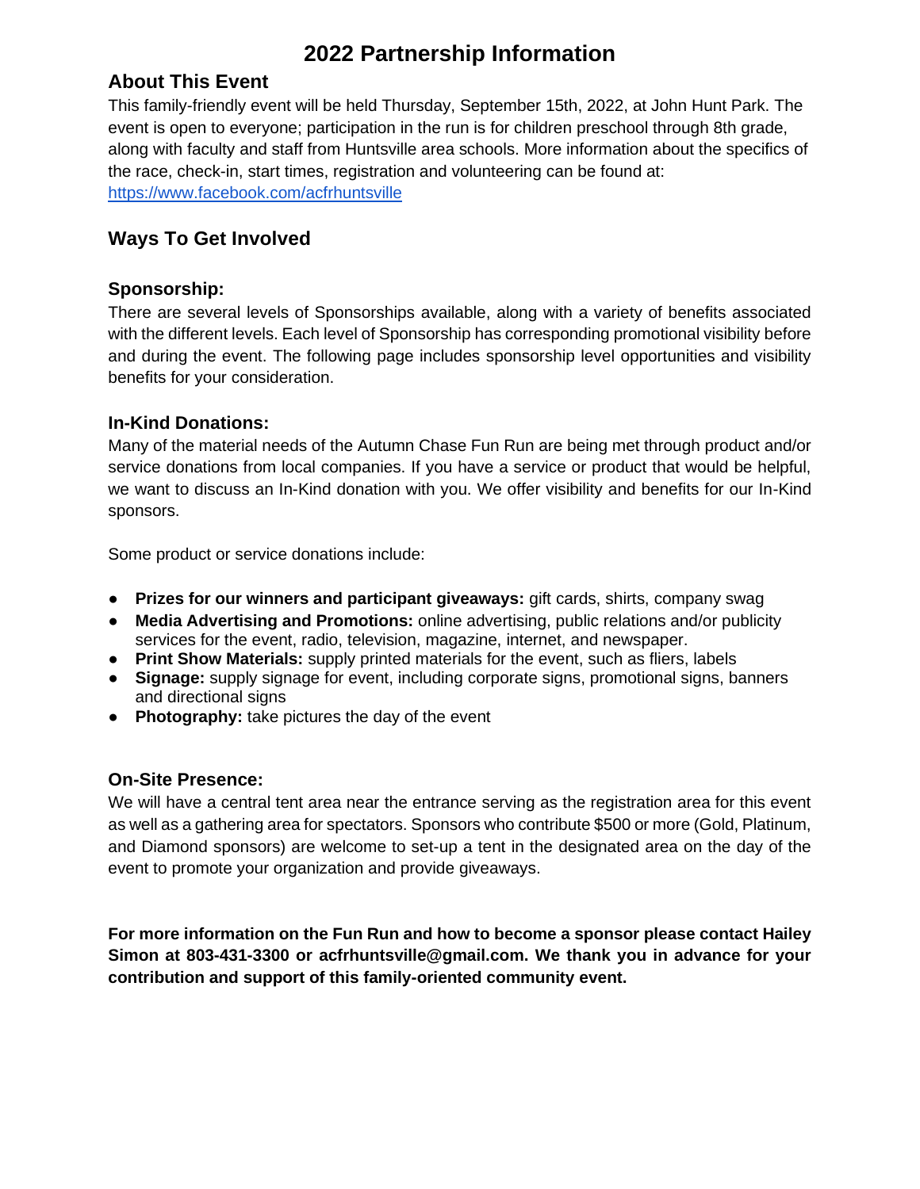# 2022 Partnership Information

## About This Event

This family-friendly event will be held Thursday, September 15th, 2022, at John Hunt Park. The event is open to everyone; participation in the run is for children preschool through 8th grade, along with faculty and staff from Huntsville area schools. More information about the specifics of the race, check-in, start times, registration and volunteering can be found at: https://www.facebook.com/acfrhuntsville

## Ways To Get Involved

### Sponsorship:

There are several levels of Sponsorships available, along with a variety of benefits associated with the different levels. Each level of Sponsorship has corresponding promotional visibility before and during the event. The following page includes sponsorship level opportunities and visibility benefits for your consideration.

### In-Kind Donations:

Many of the material needs of the Autumn Chase Fun Run are being met through product and/or service donations from local companies. If you have a service or product that would be helpful, we want to discuss an In-Kind donation with you. We offer visibility and benefits for our In-Kind sponsors.

Some product or service donations include:

- **Prizes for our winners and participant giveaways:** gift cards, shirts, company swag
- **Media Advertising and Promotions:** online advertising, public relations and/or publicity services for the event, radio, television, magazine, internet, and newspaper.
- **Print Show Materials:** supply printed materials for the event, such as fliers, labels
- **Signage:** supply signage for event, including corporate signs, promotional signs, banners and directional signs
- **Photography:** take pictures the day of the event

### On-Site Presence:

We will have a central tent area near the entrance serving as the registration area for this event as well as a gathering area for spectators. Sponsors who contribute $500 or more (Gold, Platinum, and Diamond sponsors) are welcome to set-up a tent in the designated area on the day of the event to promote your organization and provide giveaways.

**For more information on the Fun Run and how to become a sponsor please contact Hailey Simon at 803-431-3300 or acfrhuntsville@gmail.com. We thank you in advance for your contribution and support of this family-oriented community event.**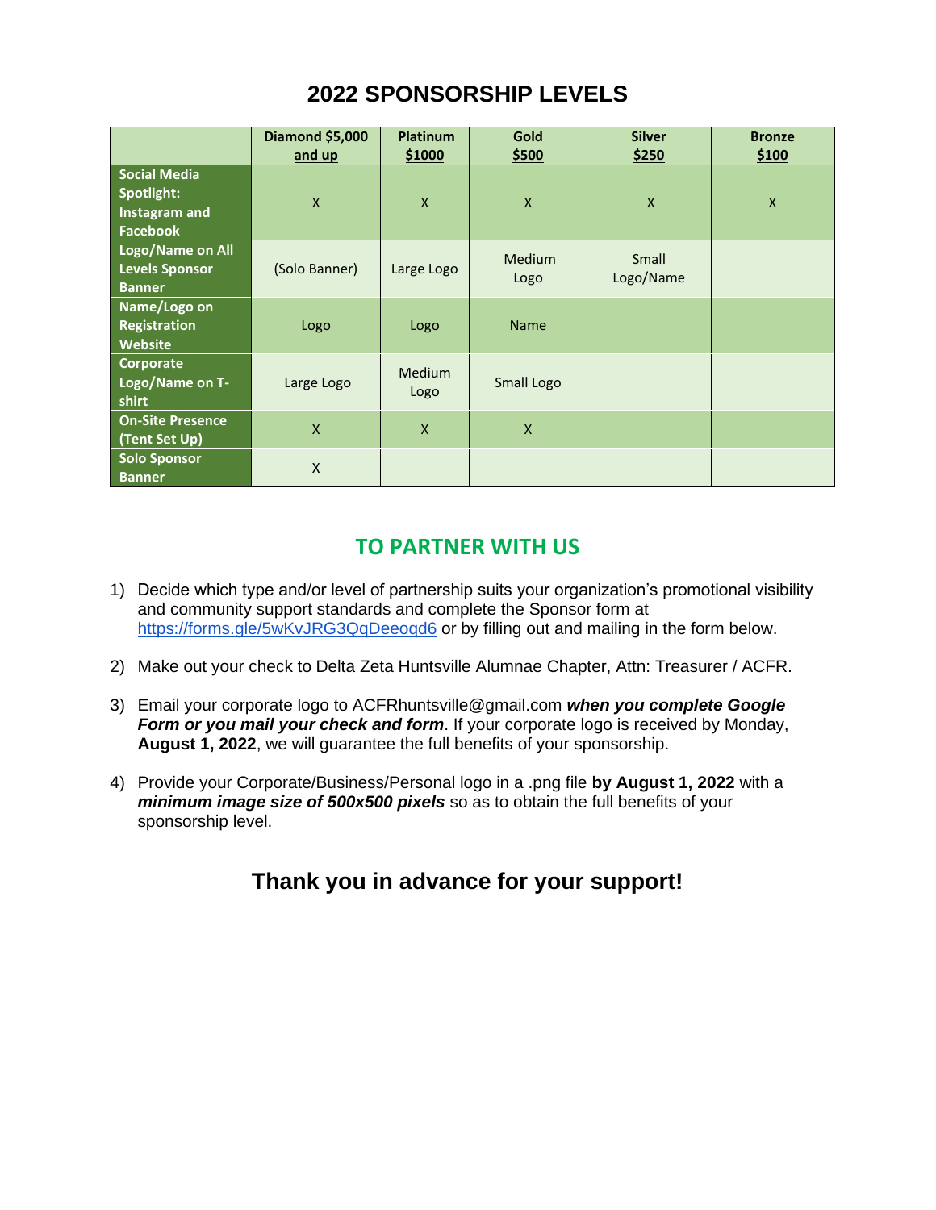# 2022 SPONSORSHIP LEVELS

| | Diamond $5,000 and up | Platinum $1000 | Gold $500 | Silver $250 | Bronze $100 |
|---|---|---|---|---|---|
| **Social Media Spotlight: Instagram and Facebook** | X | X | X | X | X |
| **Logo/Name on All Levels Sponsor Banner** | (Solo Banner) | Large Logo | Medium Logo | Small Logo/Name | |
| **Name/Logo on Registration Website** | Logo | Logo | Name | | |
| **Corporate Logo/Name on T-shirt** | Large Logo | Medium Logo | Small Logo | | |
| **On-Site Presence (Tent Set Up)** | X | X | X | | |
| **Solo Sponsor Banner** | X | | | | |

## TO PARTNER WITH US

1) Decide which type and/or level of partnership suits your organization's promotional visibility and community support standards and complete the Sponsor form at https://forms.gle/5wKvJRG3QqDeeoqd6 or by filling out and mailing in the form below.

2) Make out your check to Delta Zeta Huntsville Alumnae Chapter, Attn: Treasurer / ACFR.

3) Email your corporate logo to ACFRhuntsville@gmail.com ***when you complete Google Form or you mail your check and form***. If your corporate logo is received by Monday, **August 1, 2022**, we will guarantee the full benefits of your sponsorship.

4) Provide your Corporate/Business/Personal logo in a .png file **by August 1, 2022** with a ***minimum image size of 500x500 pixels*** so as to obtain the full benefits of your sponsorship level.

## Thank you in advance for your support!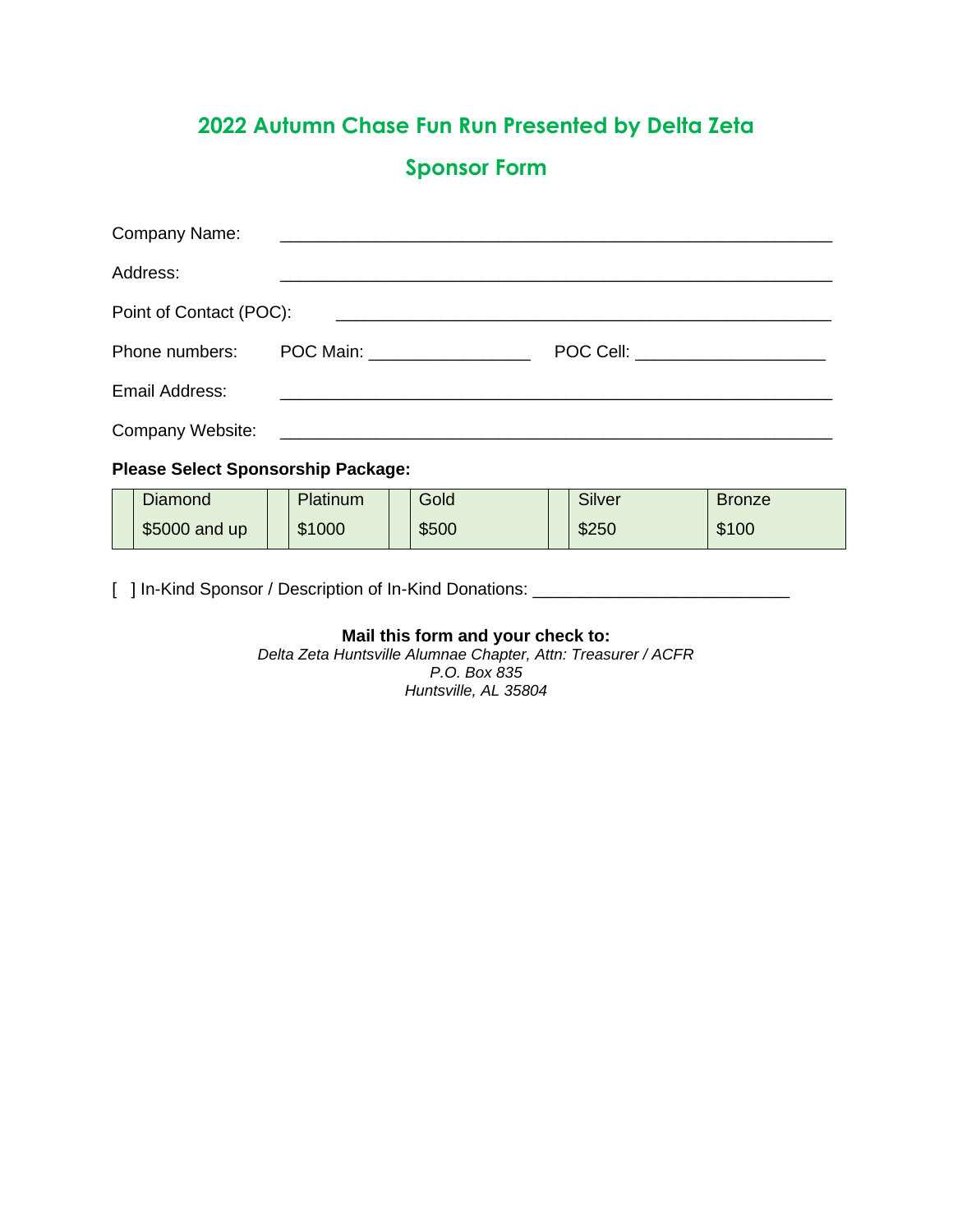# 2022 Autumn Chase Fun Run Presented by Delta Zeta

## Sponsor Form

Company Name: ____________________________________________________________

Address: ____________________________________________________________

Point of Contact (POC): ______________________________________________________

Phone numbers: POC Main: _________________ POC Cell: ____________________

Email Address: ____________________________________________________________

Company Website: ____________________________________________________________

**Please Select Sponsorship Package:**

| | | | | | | | | |
|---|---|---|---|---|---|---|---|---|
| | Diamond<br>$5000 and up | | Platinum<br>$1000 | | Gold<br>$500 | | Silver<br>$250 | Bronze<br>$100 |

[ ] In-Kind Sponsor / Description of In-Kind Donations: ___________________________

**Mail this form and your check to:**
*Delta Zeta Huntsville Alumnae Chapter, Attn: Treasurer / ACFR*
*P.O. Box 835*
*Huntsville, AL 35804*